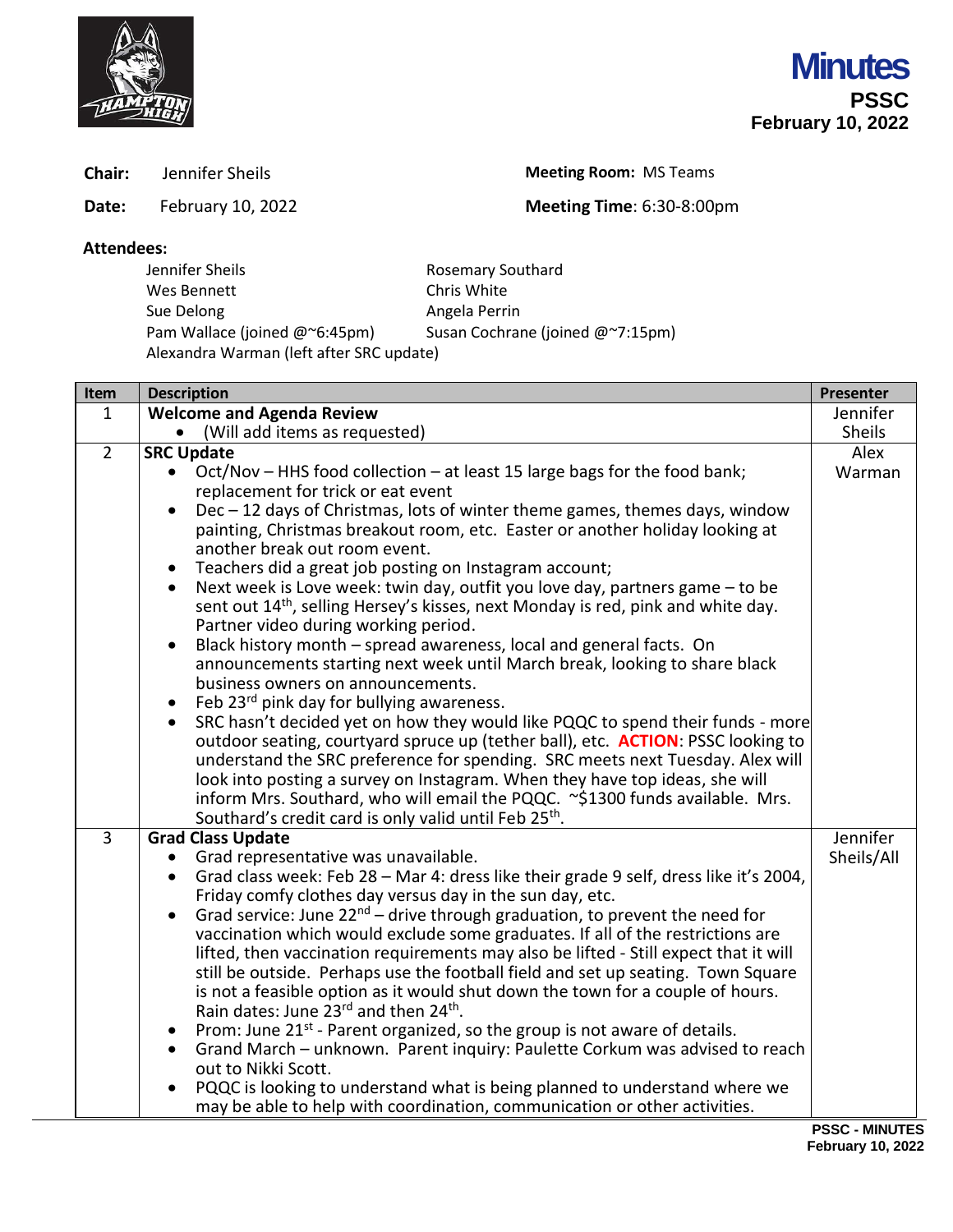# Minutes

**PSSC**
**February 10, 2022**

**Chair:** Jennifer Sheils

**Date:** February 10, 2022

**Meeting Room:** MS Teams

**Meeting Time**: 6:30-8:00pm

**Attendees:**

Jennifer Sheils
Wes Bennett
Sue Delong
Pam Wallace (joined @~6:45pm)
Alexandra Warman (left after SRC update)
Rosemary Southard
Chris White
Angela Perrin
Susan Cochrane (joined @~7:15pm)

| Item | Description | Presenter |
|---|---|---|
| 1 | **Welcome and Agenda Review**<br>• (Will add items as requested) | Jennifer Sheils |
| 2 | **SRC Update**<br>• Oct/Nov – HHS food collection – at least 15 large bags for the food bank; replacement for trick or eat event<br>• Dec – 12 days of Christmas, lots of winter theme games, themes days, window painting, Christmas breakout room, etc. Easter or another holiday looking at another break out room event.<br>• Teachers did a great job posting on Instagram account;<br>• Next week is Love week: twin day, outfit you love day, partners game – to be sent out 14th, selling Hersey's kisses, next Monday is red, pink and white day. Partner video during working period.<br>• Black history month – spread awareness, local and general facts. On announcements starting next week until March break, looking to share black business owners on announcements.<br>• Feb 23rd pink day for bullying awareness.<br>• SRC hasn't decided yet on how they would like PQQC to spend their funds - more outdoor seating, courtyard spruce up (tether ball), etc. **ACTION**: PSSC looking to understand the SRC preference for spending. SRC meets next Tuesday. Alex will look into posting a survey on Instagram. When they have top ideas, she will inform Mrs. Southard, who will email the PQQC. ~$1300 funds available. Mrs. Southard's credit card is only valid until Feb 25th. | Alex Warman |
| 3 | **Grad Class Update**<br>• Grad representative was unavailable.<br>• Grad class week: Feb 28 – Mar 4: dress like their grade 9 self, dress like it's 2004, Friday comfy clothes day versus day in the sun day, etc.<br>• Grad service: June 22nd – drive through graduation, to prevent the need for vaccination which would exclude some graduates. If all of the restrictions are lifted, then vaccination requirements may also be lifted - Still expect that it will still be outside. Perhaps use the football field and set up seating. Town Square is not a feasible option as it would shut down the town for a couple of hours. Rain dates: June 23rd and then 24th.<br>• Prom: June 21st - Parent organized, so the group is not aware of details.<br>• Grand March – unknown. Parent inquiry: Paulette Corkum was advised to reach out to Nikki Scott.<br>• PQQC is looking to understand what is being planned to understand where we may be able to help with coordination, communication or other activities. | Jennifer Sheils/All |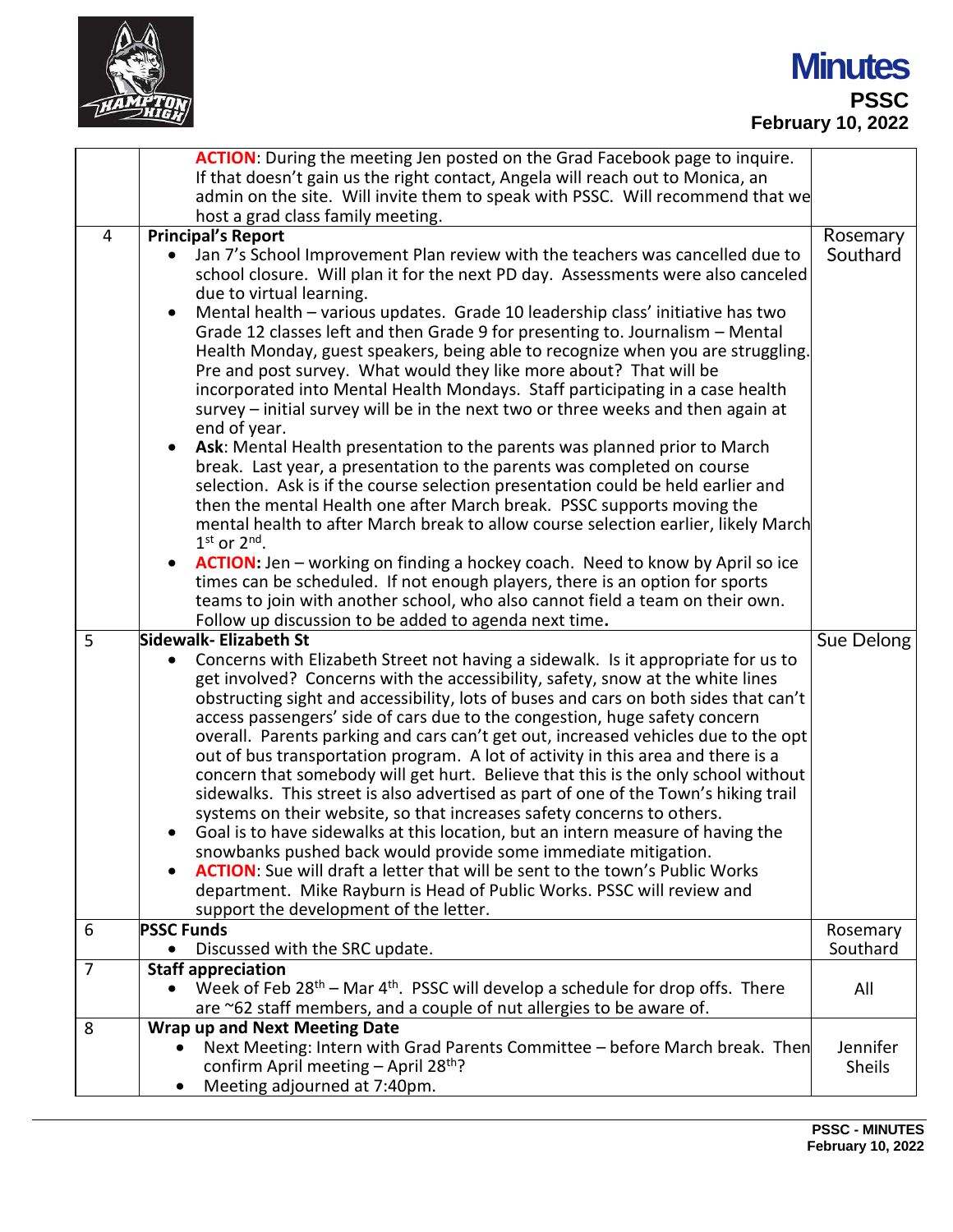# Minutes

**PSSC**
**February 10, 2022**

| | | |
|---|---|---|
| | **ACTION**: During the meeting Jen posted on the Grad Facebook page to inquire. If that doesn't gain us the right contact, Angela will reach out to Monica, an admin on the site. Will invite them to speak with PSSC. Will recommend that we host a grad class family meeting. | |
| 4 | **Principal's Report**<br>• Jan 7's School Improvement Plan review with the teachers was cancelled due to school closure. Will plan it for the next PD day. Assessments were also canceled due to virtual learning.<br>• Mental health – various updates. Grade 10 leadership class' initiative has two Grade 12 classes left and then Grade 9 for presenting to. Journalism – Mental Health Monday, guest speakers, being able to recognize when you are struggling. Pre and post survey. What would they like more about? That will be incorporated into Mental Health Mondays. Staff participating in a case health survey – initial survey will be in the next two or three weeks and then again at end of year.<br>• **Ask**: Mental Health presentation to the parents was planned prior to March break. Last year, a presentation to the parents was completed on course selection. Ask is if the course selection presentation could be held earlier and then the mental Health one after March break. PSSC supports moving the mental health to after March break to allow course selection earlier, likely March 1st or 2nd.<br>• **ACTION:** Jen – working on finding a hockey coach. Need to know by April so ice times can be scheduled. If not enough players, there is an option for sports teams to join with another school, who also cannot field a team on their own. Follow up discussion to be added to agenda next time**.** | Rosemary Southard |
| 5 | **Sidewalk- Elizabeth St**<br>• Concerns with Elizabeth Street not having a sidewalk. Is it appropriate for us to get involved? Concerns with the accessibility, safety, snow at the white lines obstructing sight and accessibility, lots of buses and cars on both sides that can't access passengers' side of cars due to the congestion, huge safety concern overall. Parents parking and cars can't get out, increased vehicles due to the opt out of bus transportation program. A lot of activity in this area and there is a concern that somebody will get hurt. Believe that this is the only school without sidewalks. This street is also advertised as part of one of the Town's hiking trail systems on their website, so that increases safety concerns to others.<br>• Goal is to have sidewalks at this location, but an intern measure of having the snowbanks pushed back would provide some immediate mitigation.<br>• **ACTION**: Sue will draft a letter that will be sent to the town's Public Works department. Mike Rayburn is Head of Public Works. PSSC will review and support the development of the letter. | Sue Delong |
| 6 | **PSSC Funds**<br>• Discussed with the SRC update. | Rosemary Southard |
| 7 | **Staff appreciation**<br>• Week of Feb 28th – Mar 4th. PSSC will develop a schedule for drop offs. There are ~62 staff members, and a couple of nut allergies to be aware of. | All |
| 8 | **Wrap up and Next Meeting Date**<br>• Next Meeting: Intern with Grad Parents Committee – before March break. Then confirm April meeting – April 28th?<br>• Meeting adjourned at 7:40pm. | Jennifer Sheils |